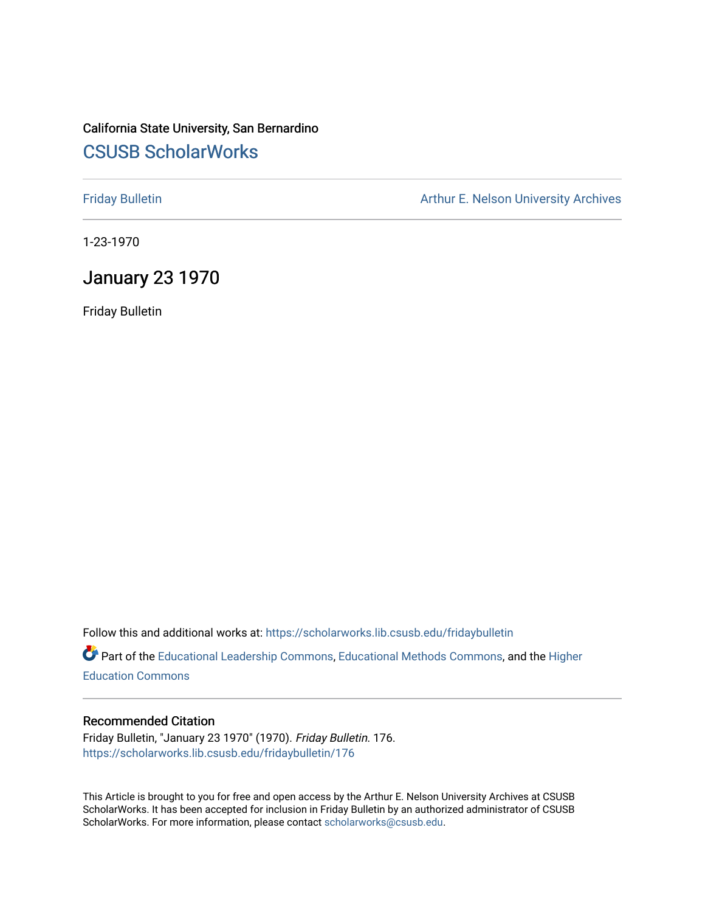California State University, San Bernardino

# CSUSB ScholarWorks

Friday Bulletin

Arthur E. Nelson University Archives

1-23-1970

## January 23 1970

Friday Bulletin

Follow this and additional works at: https://scholarworks.lib.csusb.edu/fridaybulletin

Part of the Educational Leadership Commons, Educational Methods Commons, and the Higher Education Commons

### Recommended Citation

Friday Bulletin, "January 23 1970" (1970). *Friday Bulletin*. 176.
https://scholarworks.lib.csusb.edu/fridaybulletin/176

This Article is brought to you for free and open access by the Arthur E. Nelson University Archives at CSUSB ScholarWorks. It has been accepted for inclusion in Friday Bulletin by an authorized administrator of CSUSB ScholarWorks. For more information, please contact scholarworks@csusb.edu.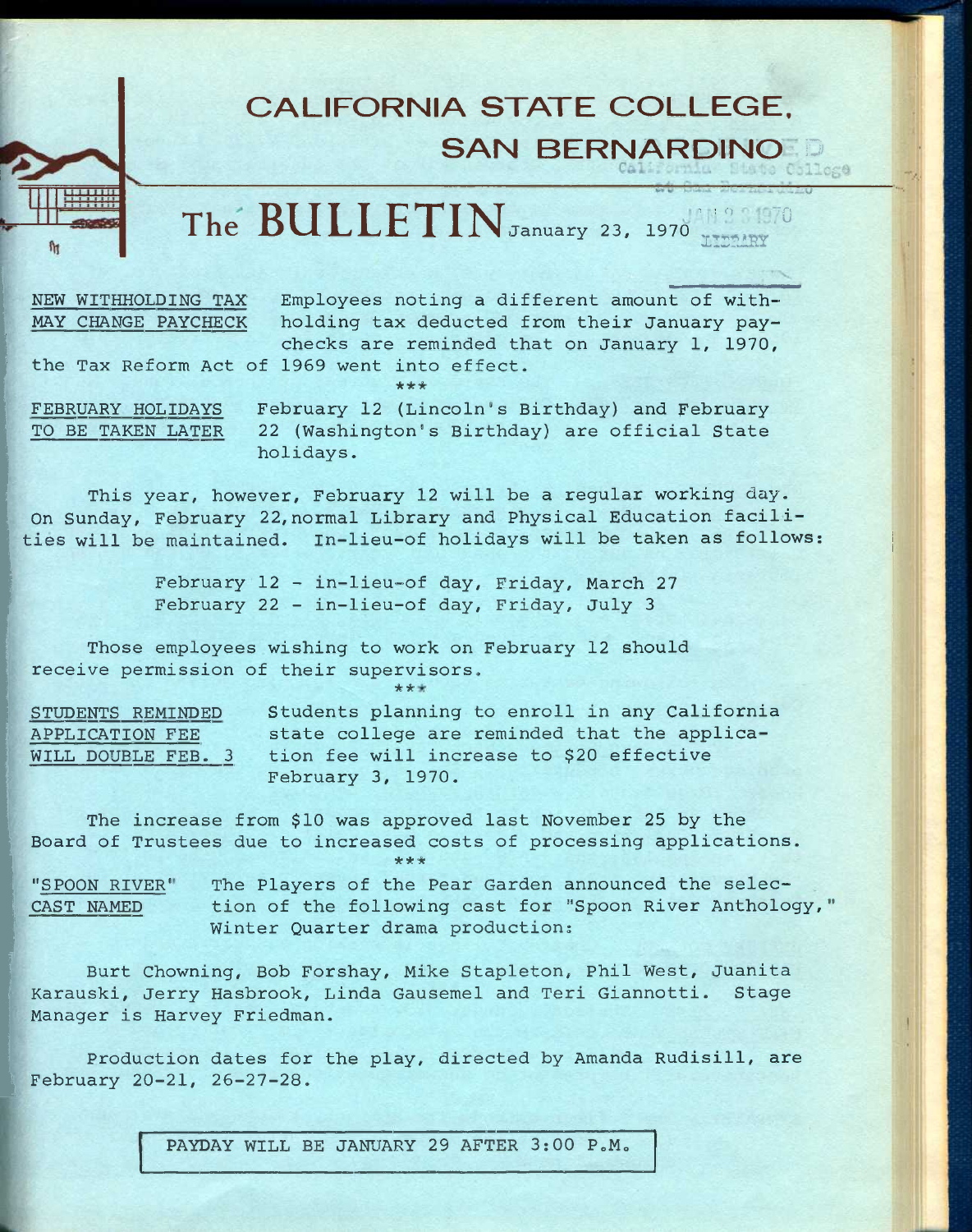# CALIFORNIA STATE COLLEGE, SAN BERNARDINO

## The BULLETIN January 23, 1970

NEW WITHHOLDING TAX MAY CHANGE PAYCHECK

Employees noting a different amount of withholding tax deducted from their January paychecks are reminded that on January 1, 1970, the Tax Reform Act of 1969 went into effect.

\*\*\*

FEBRUARY HOLIDAYS TO BE TAKEN LATER

February 12 (Lincoln's Birthday) and February 22 (Washington's Birthday) are official State holidays.

This year, however, February 12 will be a regular working day. On Sunday, February 22, normal Library and Physical Education facilities will be maintained. In-lieu-of holidays will be taken as follows:

February 12 - in-lieu-of day, Friday, March 27
February 22 - in-lieu-of day, Friday, July 3

Those employees wishing to work on February 12 should receive permission of their supervisors.

\*\*\*

STUDENTS REMINDED APPLICATION FEE WILL DOUBLE FEB. 3

Students planning to enroll in any California state college are reminded that the application fee will increase to $20 effective February 3, 1970.

The increase from $10 was approved last November 25 by the Board of Trustees due to increased costs of processing applications.

\*\*\*

"SPOON RIVER" CAST NAMED

The Players of the Pear Garden announced the selection of the following cast for "Spoon River Anthology," Winter Quarter drama production:

Burt Chowning, Bob Forshay, Mike Stapleton, Phil West, Juanita Karauski, Jerry Hasbrook, Linda Gausemel and Teri Giannotti. Stage Manager is Harvey Friedman.

Production dates for the play, directed by Amanda Rudisill, are February 20-21, 26-27-28.

PAYDAY WILL BE JANUARY 29 AFTER 3:00 P.M.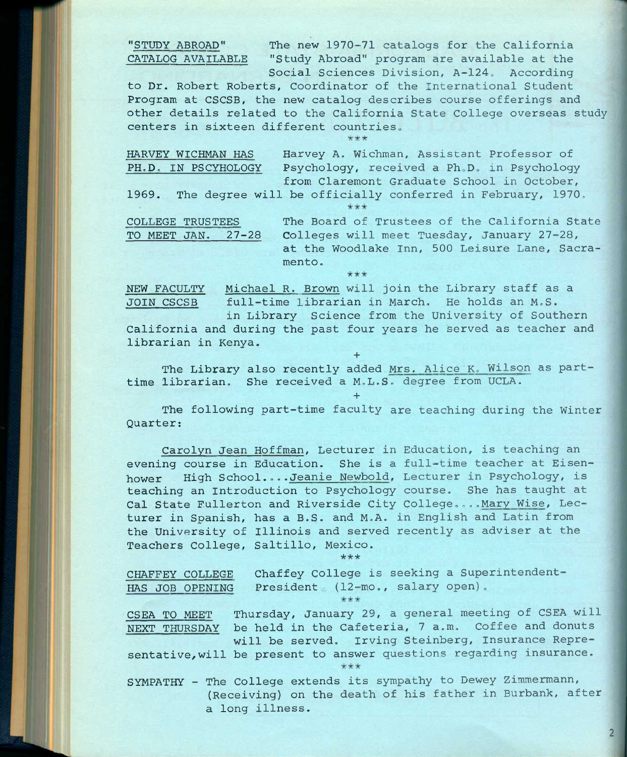<u>"STUDY ABROAD" CATALOG AVAILABLE</u> The new 1970-71 catalogs for the California "Study Abroad" program are available at the Social Sciences Division, A-124. According to Dr. Robert Roberts, Coordinator of the International Student Program at CSCSB, the new catalog describes course offerings and other details related to the California State College overseas study centers in sixteen different countries.

\*\*\*

<u>HARVEY WICHMAN HAS PH.D. IN PSCYHOLOGY</u> Harvey A. Wichman, Assistant Professor of Psychology, received a Ph.D. in Psychology from Claremont Graduate School in October, 1969. The degree will be officially conferred in February, 1970.

\*\*\*

<u>COLLEGE TRUSTEES TO MEET JAN. 27-28</u> The Board of Trustees of the California State Colleges will meet Tuesday, January 27-28, at the Woodlake Inn, 500 Leisure Lane, Sacramento.

\*\*\*

<u>NEW FACULTY JOIN CSCSB</u> <u>Michael R. Brown</u> will join the Library staff as a full-time librarian in March. He holds an M.S. in Library Science from the University of Southern California and during the past four years he served as teacher and librarian in Kenya.

+

The Library also recently added <u>Mrs. Alice K. Wilson</u> as part-time librarian. She received a M.L.S. degree from UCLA.

+

The following part-time faculty are teaching during the Winter Quarter:

<u>Carolyn Jean Hoffman</u>, Lecturer in Education, is teaching an evening course in Education. She is a full-time teacher at Eisenhower High School....<u>Jeanie Newbold</u>, Lecturer in Psychology, is teaching an Introduction to Psychology course. She has taught at Cal State Fullerton and Riverside City College....<u>Mary Wise</u>, Lecturer in Spanish, has a B.S. and M.A. in English and Latin from the University of Illinois and served recently as adviser at the Teachers College, Saltillo, Mexico.

\*\*\*

<u>CHAFFEY COLLEGE HAS JOB OPENING</u> Chaffey College is seeking a Superintendent-President (12-mo., salary open).

\*\*\*

<u>CSEA TO MEET NEXT THURSDAY</u> Thursday, January 29, a general meeting of CSEA will be held in the Cafeteria, 7 a.m. Coffee and donuts will be served. Irving Steinberg, Insurance Representative, will be present to answer questions regarding insurance.

\*\*\*

SYMPATHY - The College extends its sympathy to Dewey Zimmermann, (Receiving) on the death of his father in Burbank, after a long illness.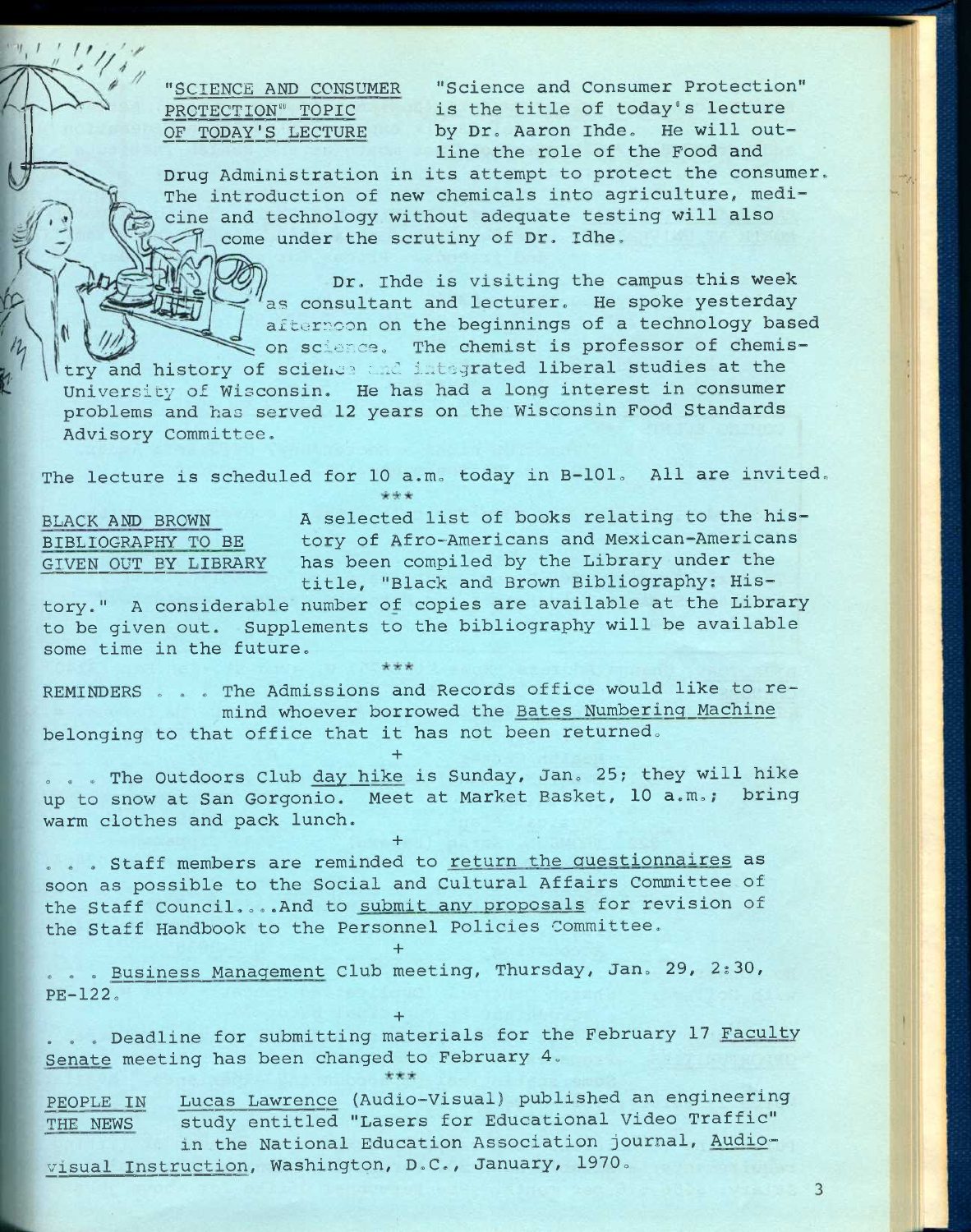**"SCIENCE AND CONSUMER PROTECTION" TOPIC OF TODAY'S LECTURE**

"Science and Consumer Protection" is the title of today's lecture by Dr. Aaron Ihde. He will outline the role of the Food and Drug Administration in its attempt to protect the consumer. The introduction of new chemicals into agriculture, medicine and technology without adequate testing will also come under the scrutiny of Dr. Idhe.

Dr. Ihde is visiting the campus this week as consultant and lecturer. He spoke yesterday afternoon on the beginnings of a technology based on science. The chemist is professor of chemistry and history of science and integrated liberal studies at the University of Wisconsin. He has had a long interest in consumer problems and has served 12 years on the Wisconsin Food Standards Advisory Committee.

The lecture is scheduled for 10 a.m. today in B-101. All are invited.

\*\*\*

**BLACK AND BROWN BIBLIOGRAPHY TO BE GIVEN OUT BY LIBRARY**

A selected list of books relating to the history of Afro-Americans and Mexican-Americans has been compiled by the Library under the title, "Black and Brown Bibliography: History." A considerable number of copies are available at the Library to be given out. Supplements to the bibliography will be available some time in the future.

\*\*\*

REMINDERS . . . The Admissions and Records office would like to remind whoever borrowed the Bates Numbering Machine belonging to that office that it has not been returned.

\+

. . . The Outdoors Club day hike is Sunday, Jan. 25; they will hike up to snow at San Gorgonio. Meet at Market Basket, 10 a.m.; bring warm clothes and pack lunch.

\+

. . . Staff members are reminded to return the questionnaires as soon as possible to the Social and Cultural Affairs Committee of the Staff Council....And to submit any proposals for revision of the Staff Handbook to the Personnel Policies Committee.

\+

. . . Business Management Club meeting, Thursday, Jan. 29, 2:30, PE-122.

\+

. . . Deadline for submitting materials for the February 17 Faculty Senate meeting has been changed to February 4.

\*\*\*

**PEOPLE IN THE NEWS**

Lucas Lawrence (Audio-Visual) published an engineering study entitled "Lasers for Educational Video Traffic" in the National Education Association journal, Audiovisual Instruction, Washington, D.C., January, 1970.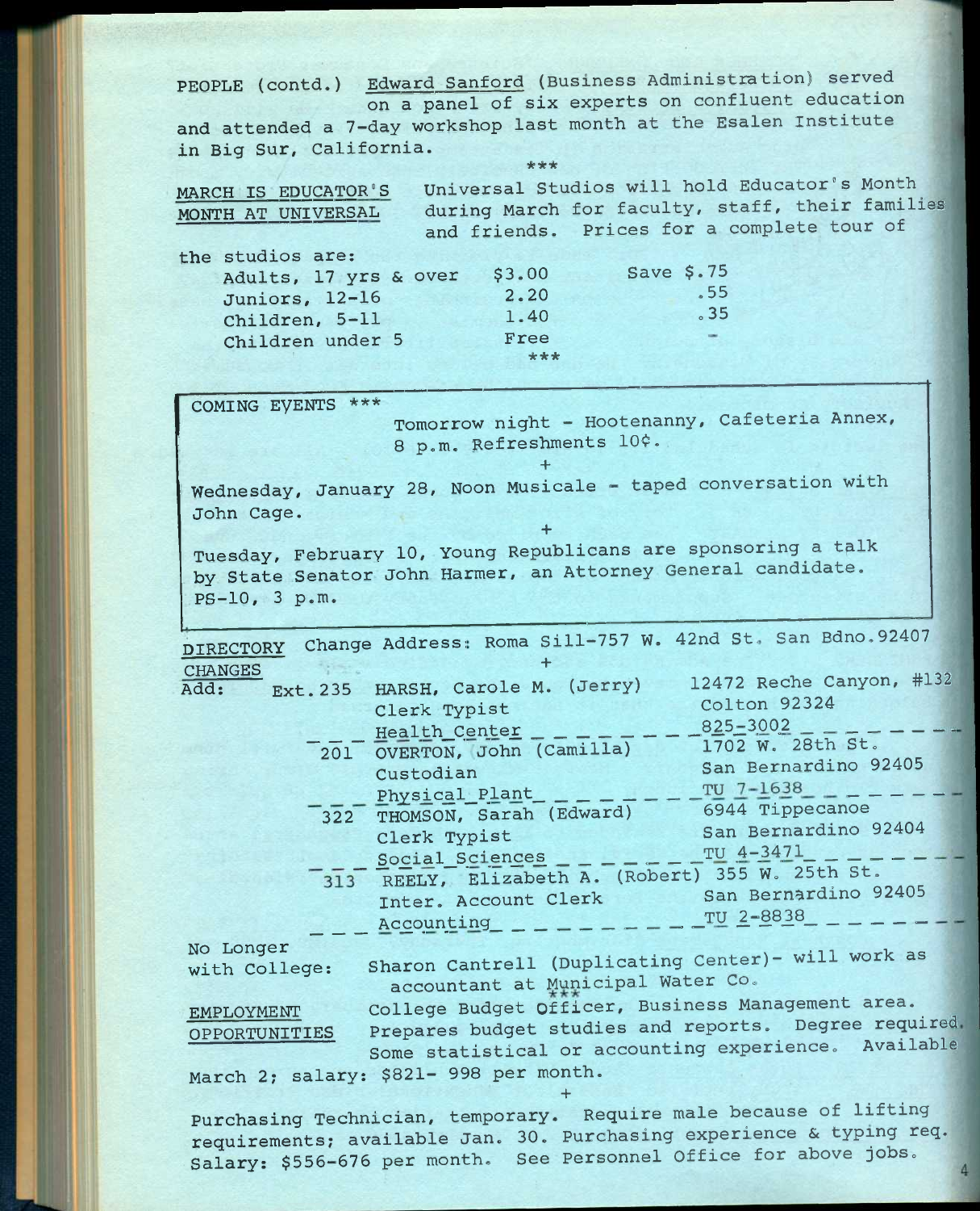PEOPLE (contd.) Edward Sanford (Business Administration) served on a panel of six experts on confluent education and attended a 7-day workshop last month at the Esalen Institute in Big Sur, California.

***

**MARCH IS EDUCATOR'S MONTH AT UNIVERSAL** Universal Studios will hold Educator's Month during March for faculty, staff, their families and friends. Prices for a complete tour of the studios are:

| | | |
|---|---|---|
| Adults, 17 yrs & over | $3.00 | Save $.75 |
| Juniors, 12-16 | 2.20 | .55 |
| Children, 5-11 | 1.40 | .35 |
| Children under 5 | Free | - |

***

**COMING EVENTS** ***

Tomorrow night - Hootenanny, Cafeteria Annex, 8 p.m. Refreshments 10¢.

+

Wednesday, January 28, Noon Musicale - taped conversation with John Cage.

+

Tuesday, February 10, Young Republicans are sponsoring a talk by State Senator John Harmer, an Attorney General candidate. PS-10, 3 p.m.

**DIRECTORY CHANGES** Change Address: Roma Sill-757 W. 42nd St. San Bdno.92407

+

Add:

| Ext. | Name / Title / Department | Address / Phone |
|---|---|---|
| 235 | HARSH, Carole M. (Jerry)<br>Clerk Typist<br>Health Center | 12472 Reche Canyon, #132<br>Colton 92324<br>825-3002 |
| 201 | OVERTON, John (Camilla)<br>Custodian<br>Physical Plant | 1702 W. 28th St.<br>San Bernardino 92405<br>TU 7-1638 |
| 322 | THOMSON, Sarah (Edward)<br>Clerk Typist<br>Social Sciences | 6944 Tippecanoe<br>San Bernardino 92404<br>TU 4-3471 |
| 313 | REELY, Elizabeth A. (Robert)<br>Inter. Account Clerk<br>Accounting | 355 W. 25th St.<br>San Bernardino 92405<br>TU 2-8838 |

No Longer with College: Sharon Cantrell (Duplicating Center)- will work as accountant at Municipal Water Co.

***

**EMPLOYMENT OPPORTUNITIES** College Budget Officer, Business Management area. Prepares budget studies and reports. Degree required. Some statistical or accounting experience. Available March 2; salary: $821- 998 per month.

+

Purchasing Technician, temporary. Require male because of lifting requirements; available Jan. 30. Purchasing experience & typing req. Salary: $556-676 per month. See Personnel Office for above jobs.